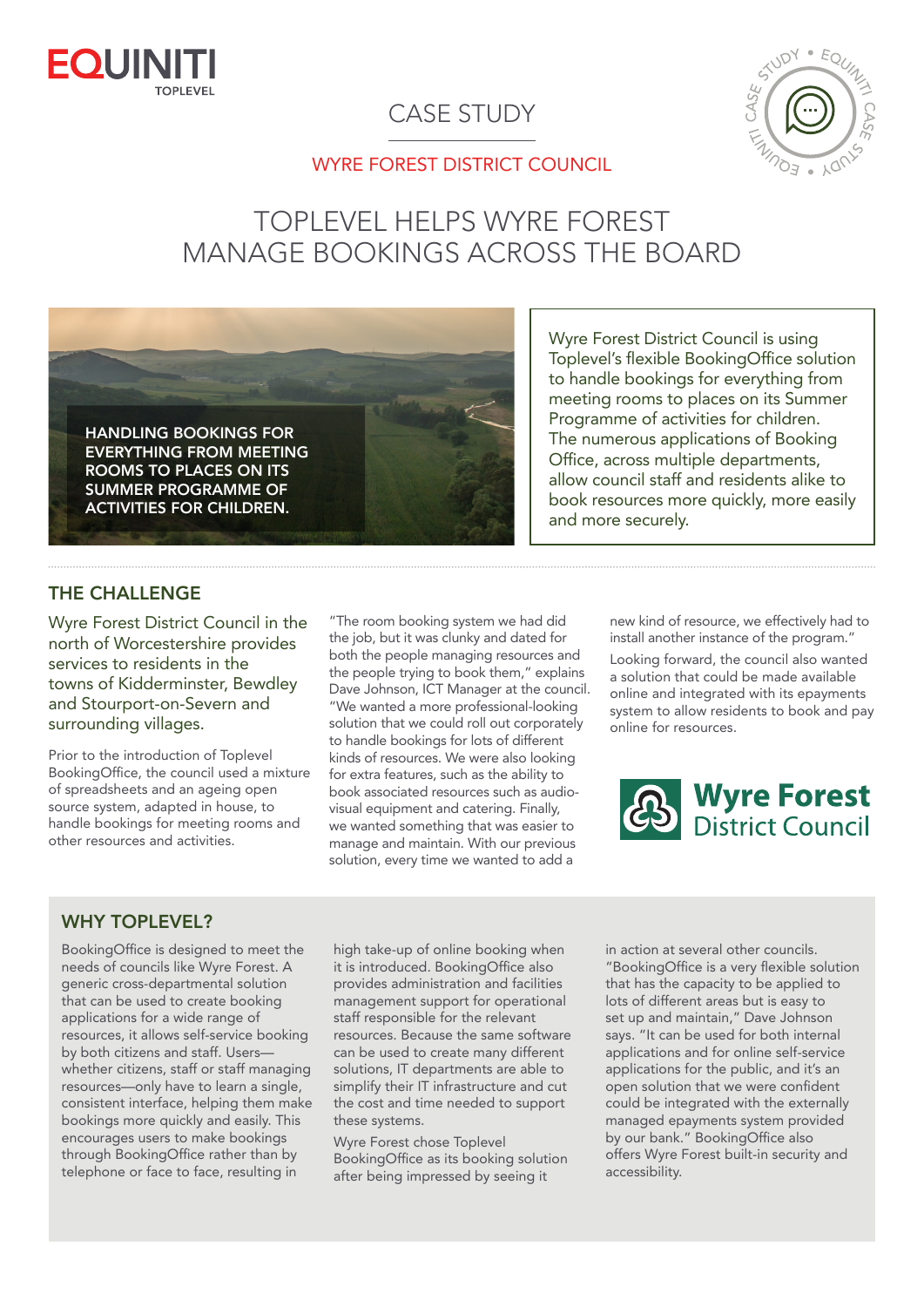EQUINITI TOPLEVEL

CASE STUDY

WYRE FOREST DISTRICT COUNCIL

# TOPLEVEL HELPS WYRE FOREST MANAGE BOOKINGS ACROSS THE BOARD

HANDLING BOOKINGS FOR EVERYTHING FROM MEETING ROOMS TO PLACES ON ITS SUMMER PROGRAMME OF ACTIVITIES FOR CHILDREN.

Wyre Forest District Council is using Toplevel's flexible BookingOffice solution to handle bookings for everything from meeting rooms to places on its Summer Programme of activities for children. The numerous applications of Booking Office, across multiple departments, allow council staff and residents alike to book resources more quickly, more easily and more securely.

## THE CHALLENGE

Wyre Forest District Council in the north of Worcestershire provides services to residents in the towns of Kidderminster, Bewdley and Stourport-on-Severn and surrounding villages.

Prior to the introduction of Toplevel BookingOffice, the council used a mixture of spreadsheets and an ageing open source system, adapted in house, to handle bookings for meeting rooms and other resources and activities.

"The room booking system we had did the job, but it was clunky and dated for both the people managing resources and the people trying to book them," explains Dave Johnson, ICT Manager at the council. "We wanted a more professional-looking solution that we could roll out corporately to handle bookings for lots of different kinds of resources. We were also looking for extra features, such as the ability to book associated resources such as audio-visual equipment and catering. Finally, we wanted something that was easier to manage and maintain. With our previous solution, every time we wanted to add a new kind of resource, we effectively had to install another instance of the program."

Looking forward, the council also wanted a solution that could be made available online and integrated with its epayments system to allow residents to book and pay online for resources.

Wyre Forest District Council

## WHY TOPLEVEL?

BookingOffice is designed to meet the needs of councils like Wyre Forest. A generic cross-departmental solution that can be used to create booking applications for a wide range of resources, it allows self-service booking by both citizens and staff. Users—whether citizens, staff or staff managing resources—only have to learn a single, consistent interface, helping them make bookings more quickly and easily. This encourages users to make bookings through BookingOffice rather than by telephone or face to face, resulting in high take-up of online booking when it is introduced. BookingOffice also provides administration and facilities management support for operational staff responsible for the relevant resources. Because the same software can be used to create many different solutions, IT departments are able to simplify their IT infrastructure and cut the cost and time needed to support these systems.

Wyre Forest chose Toplevel BookingOffice as its booking solution after being impressed by seeing it in action at several other councils. "BookingOffice is a very flexible solution that has the capacity to be applied to lots of different areas but is easy to set up and maintain," Dave Johnson says. "It can be used for both internal applications and for online self-service applications for the public, and it's an open solution that we were confident could be integrated with the externally managed epayments system provided by our bank." BookingOffice also offers Wyre Forest built-in security and accessibility.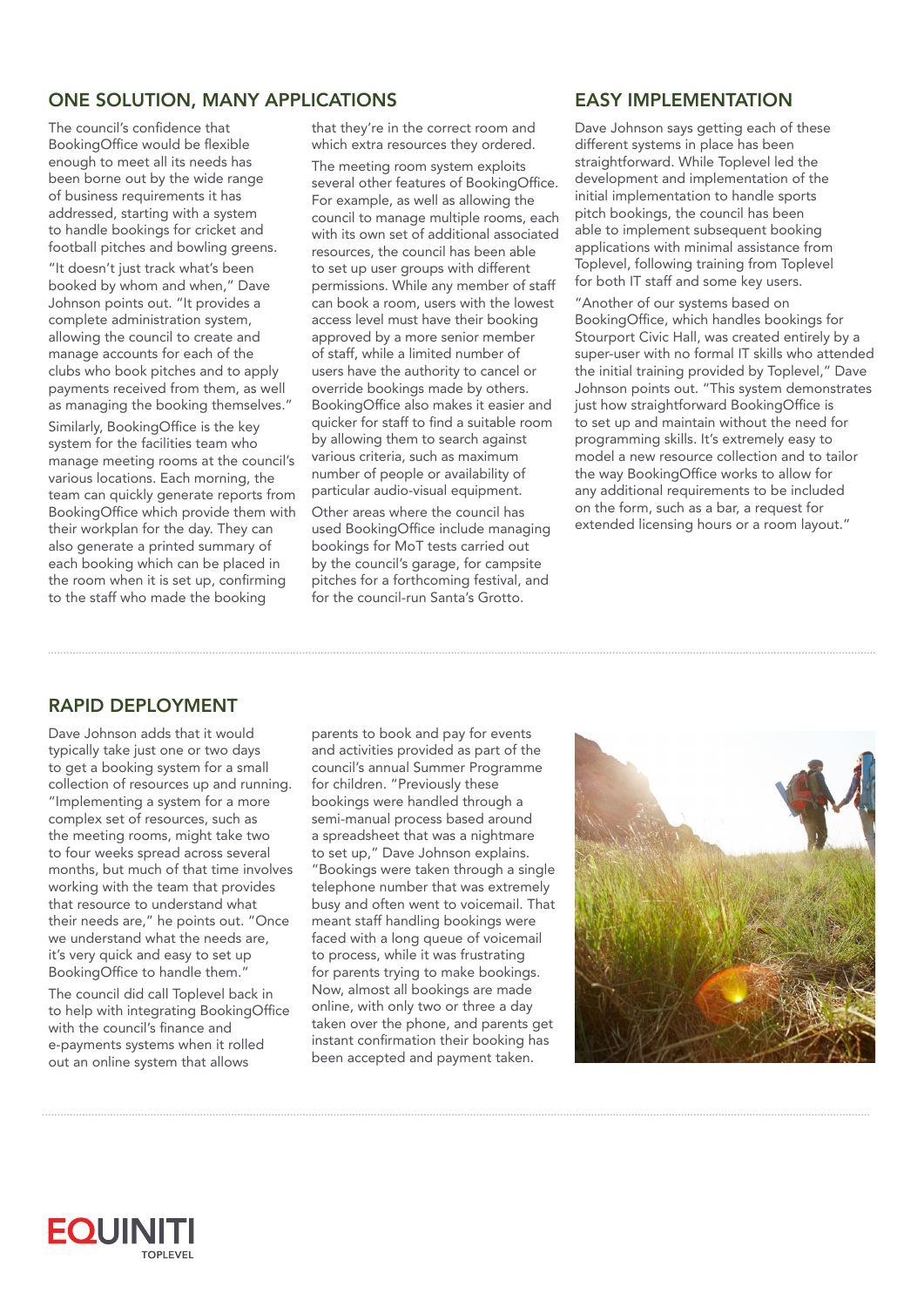## ONE SOLUTION, MANY APPLICATIONS

The council's confidence that BookingOffice would be flexible enough to meet all its needs has been borne out by the wide range of business requirements it has addressed, starting with a system to handle bookings for cricket and football pitches and bowling greens.

"It doesn't just track what's been booked by whom and when," Dave Johnson points out. "It provides a complete administration system, allowing the council to create and manage accounts for each of the clubs who book pitches and to apply payments received from them, as well as managing the booking themselves."

Similarly, BookingOffice is the key system for the facilities team who manage meeting rooms at the council's various locations. Each morning, the team can quickly generate reports from BookingOffice which provide them with their workplan for the day. They can also generate a printed summary of each booking which can be placed in the room when it is set up, confirming to the staff who made the booking that they're in the correct room and which extra resources they ordered.

The meeting room system exploits several other features of BookingOffice. For example, as well as allowing the council to manage multiple rooms, each with its own set of additional associated resources, the council has been able to set up user groups with different permissions. While any member of staff can book a room, users with the lowest access level must have their booking approved by a more senior member of staff, while a limited number of users have the authority to cancel or override bookings made by others. BookingOffice also makes it easier and quicker for staff to find a suitable room by allowing them to search against various criteria, such as maximum number of people or availability of particular audio-visual equipment.

Other areas where the council has used BookingOffice include managing bookings for MoT tests carried out by the council's garage, for campsite pitches for a forthcoming festival, and for the council-run Santa's Grotto.

## EASY IMPLEMENTATION

Dave Johnson says getting each of these different systems in place has been straightforward. While Toplevel led the development and implementation of the initial implementation to handle sports pitch bookings, the council has been able to implement subsequent booking applications with minimal assistance from Toplevel, following training from Toplevel for both IT staff and some key users.

"Another of our systems based on BookingOffice, which handles bookings for Stourport Civic Hall, was created entirely by a super-user with no formal IT skills who attended the initial training provided by Toplevel," Dave Johnson points out. "This system demonstrates just how straightforward BookingOffice is to set up and maintain without the need for programming skills. It's extremely easy to model a new resource collection and to tailor the way BookingOffice works to allow for any additional requirements to be included on the form, such as a bar, a request for extended licensing hours or a room layout."

## RAPID DEPLOYMENT

Dave Johnson adds that it would typically take just one or two days to get a booking system for a small collection of resources up and running. "Implementing a system for a more complex set of resources, such as the meeting rooms, might take two to four weeks spread across several months, but much of that time involves working with the team that provides that resource to understand what their needs are," he points out. "Once we understand what the needs are, it's very quick and easy to set up BookingOffice to handle them."

The council did call Toplevel back in to help with integrating BookingOffice with the council's finance and e-payments systems when it rolled out an online system that allows parents to book and pay for events and activities provided as part of the council's annual Summer Programme for children. "Previously these bookings were handled through a semi-manual process based around a spreadsheet that was a nightmare to set up," Dave Johnson explains. "Bookings were taken through a single telephone number that was extremely busy and often went to voicemail. That meant staff handling bookings were faced with a long queue of voicemail to process, while it was frustrating for parents trying to make bookings. Now, almost all bookings are made online, with only two or three a day taken over the phone, and parents get instant confirmation their booking has been accepted and payment taken.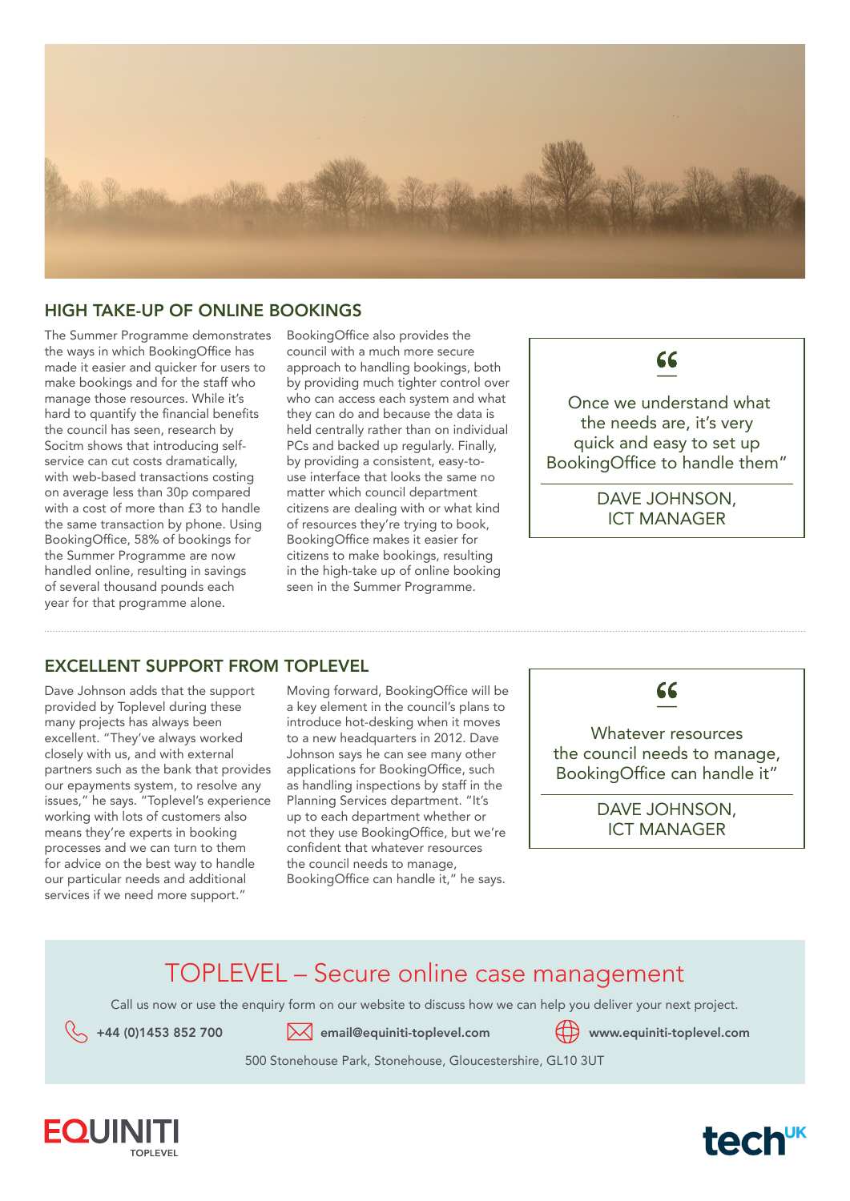## HIGH TAKE-UP OF ONLINE BOOKINGS

The Summer Programme demonstrates the ways in which BookingOffice has made it easier and quicker for users to make bookings and for the staff who manage those resources. While it's hard to quantify the financial benefits the council has seen, research by Socitm shows that introducing self-service can cut costs dramatically, with web-based transactions costing on average less than 30p compared with a cost of more than £3 to handle the same transaction by phone. Using BookingOffice, 58% of bookings for the Summer Programme are now handled online, resulting in savings of several thousand pounds each year for that programme alone.

BookingOffice also provides the council with a much more secure approach to handling bookings, both by providing much tighter control over who can access each system and what they can do and because the data is held centrally rather than on individual PCs and backed up regularly. Finally, by providing a consistent, easy-to-use interface that looks the same no matter which council department citizens are dealing with or what kind of resources they're trying to book, BookingOffice makes it easier for citizens to make bookings, resulting in the high-take up of online booking seen in the Summer Programme.

> Once we understand what the needs are, it's very quick and easy to set up BookingOffice to handle them"
>
> DAVE JOHNSON, ICT MANAGER

## EXCELLENT SUPPORT FROM TOPLEVEL

Dave Johnson adds that the support provided by Toplevel during these many projects has always been excellent. "They've always worked closely with us, and with external partners such as the bank that provides our epayments system, to resolve any issues," he says. "Toplevel's experience working with lots of customers also means they're experts in booking processes and we can turn to them for advice on the best way to handle our particular needs and additional services if we need more support."

Moving forward, BookingOffice will be a key element in the council's plans to introduce hot-desking when it moves to a new headquarters in 2012. Dave Johnson says he can see many other applications for BookingOffice, such as handling inspections by staff in the Planning Services department. "It's up to each department whether or not they use BookingOffice, but we're confident that whatever resources the council needs to manage, BookingOffice can handle it," he says.

> Whatever resources the council needs to manage, BookingOffice can handle it"
>
> DAVE JOHNSON, ICT MANAGER

## TOPLEVEL – Secure online case management

Call us now or use the enquiry form on our website to discuss how we can help you deliver your next project.

+44 (0)1453 852 700  email@equiniti-toplevel.com  www.equiniti-toplevel.com

500 Stonehouse Park, Stonehouse, Gloucestershire, GL10 3UT

EQUINITI TOPLEVEL

techUK